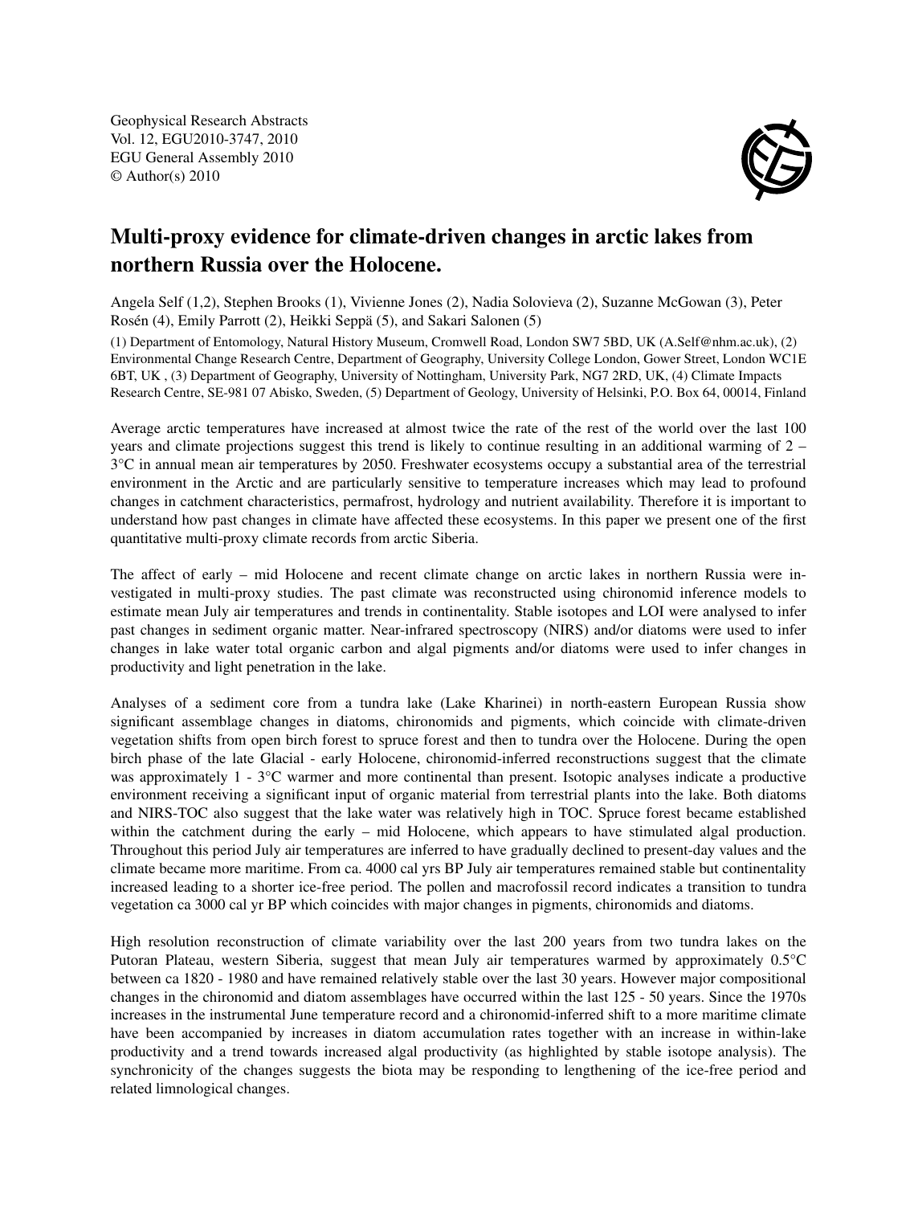Geophysical Research Abstracts
Vol. 12, EGU2010-3747, 2010
EGU General Assembly 2010
© Author(s) 2010

# Multi-proxy evidence for climate-driven changes in arctic lakes from northern Russia over the Holocene.

Angela Self (1,2), Stephen Brooks (1), Vivienne Jones (2), Nadia Solovieva (2), Suzanne McGowan (3), Peter Rosén (4), Emily Parrott (2), Heikki Seppä (5), and Sakari Salonen (5)

(1) Department of Entomology, Natural History Museum, Cromwell Road, London SW7 5BD, UK (A.Self@nhm.ac.uk), (2) Environmental Change Research Centre, Department of Geography, University College London, Gower Street, London WC1E 6BT, UK , (3) Department of Geography, University of Nottingham, University Park, NG7 2RD, UK, (4) Climate Impacts Research Centre, SE-981 07 Abisko, Sweden, (5) Department of Geology, University of Helsinki, P.O. Box 64, 00014, Finland

Average arctic temperatures have increased at almost twice the rate of the rest of the world over the last 100 years and climate projections suggest this trend is likely to continue resulting in an additional warming of 2 – 3°C in annual mean air temperatures by 2050. Freshwater ecosystems occupy a substantial area of the terrestrial environment in the Arctic and are particularly sensitive to temperature increases which may lead to profound changes in catchment characteristics, permafrost, hydrology and nutrient availability. Therefore it is important to understand how past changes in climate have affected these ecosystems. In this paper we present one of the first quantitative multi-proxy climate records from arctic Siberia.

The affect of early – mid Holocene and recent climate change on arctic lakes in northern Russia were investigated in multi-proxy studies. The past climate was reconstructed using chironomid inference models to estimate mean July air temperatures and trends in continentality. Stable isotopes and LOI were analysed to infer past changes in sediment organic matter. Near-infrared spectroscopy (NIRS) and/or diatoms were used to infer changes in lake water total organic carbon and algal pigments and/or diatoms were used to infer changes in productivity and light penetration in the lake.

Analyses of a sediment core from a tundra lake (Lake Kharinei) in north-eastern European Russia show significant assemblage changes in diatoms, chironomids and pigments, which coincide with climate-driven vegetation shifts from open birch forest to spruce forest and then to tundra over the Holocene. During the open birch phase of the late Glacial - early Holocene, chironomid-inferred reconstructions suggest that the climate was approximately 1 - 3°C warmer and more continental than present. Isotopic analyses indicate a productive environment receiving a significant input of organic material from terrestrial plants into the lake. Both diatoms and NIRS-TOC also suggest that the lake water was relatively high in TOC. Spruce forest became established within the catchment during the early – mid Holocene, which appears to have stimulated algal production. Throughout this period July air temperatures are inferred to have gradually declined to present-day values and the climate became more maritime. From ca. 4000 cal yrs BP July air temperatures remained stable but continentality increased leading to a shorter ice-free period. The pollen and macrofossil record indicates a transition to tundra vegetation ca 3000 cal yr BP which coincides with major changes in pigments, chironomids and diatoms.

High resolution reconstruction of climate variability over the last 200 years from two tundra lakes on the Putoran Plateau, western Siberia, suggest that mean July air temperatures warmed by approximately 0.5°C between ca 1820 - 1980 and have remained relatively stable over the last 30 years. However major compositional changes in the chironomid and diatom assemblages have occurred within the last 125 - 50 years. Since the 1970s increases in the instrumental June temperature record and a chironomid-inferred shift to a more maritime climate have been accompanied by increases in diatom accumulation rates together with an increase in within-lake productivity and a trend towards increased algal productivity (as highlighted by stable isotope analysis). The synchronicity of the changes suggests the biota may be responding to lengthening of the ice-free period and related limnological changes.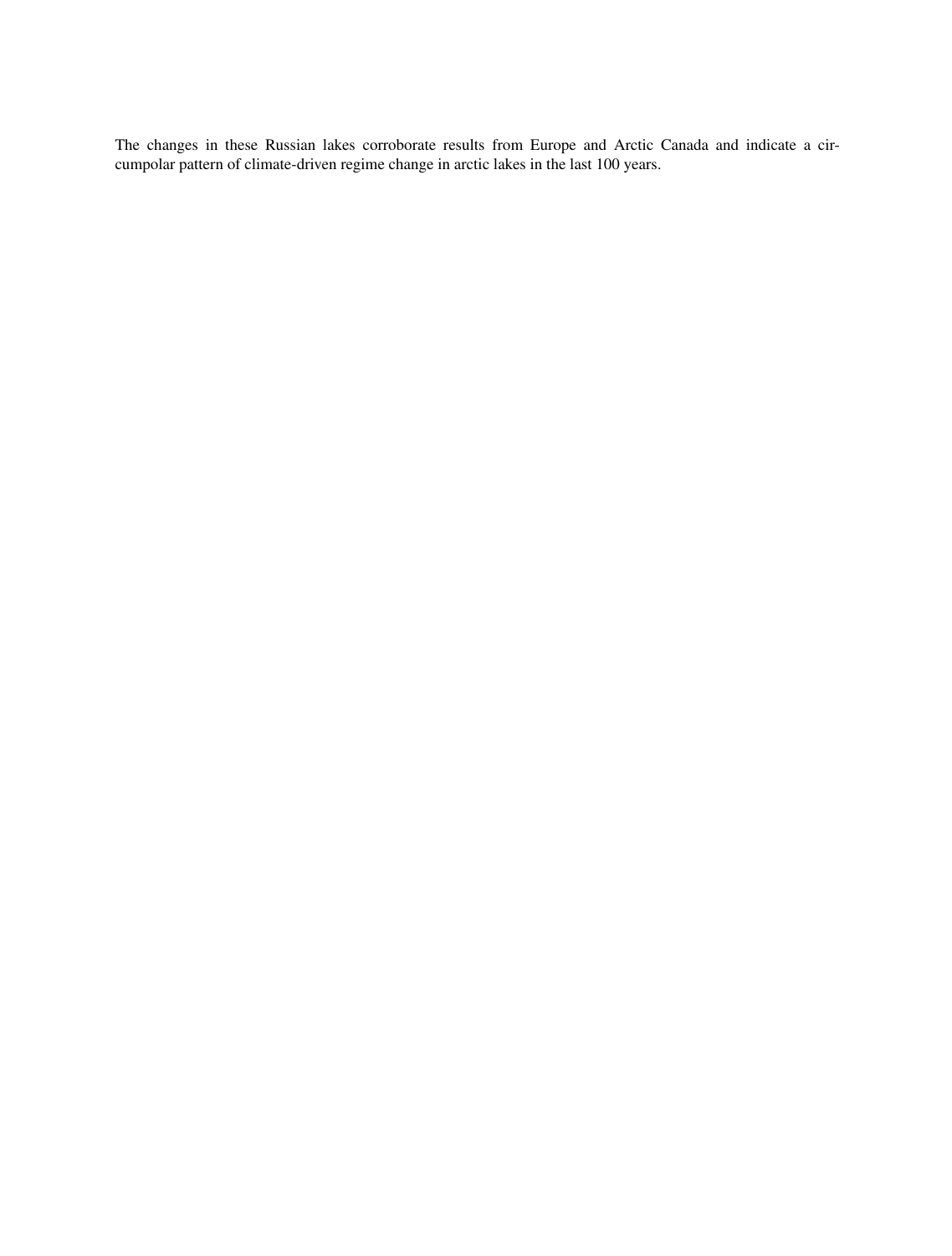The changes in these Russian lakes corroborate results from Europe and Arctic Canada and indicate a circumpolar pattern of climate-driven regime change in arctic lakes in the last 100 years.